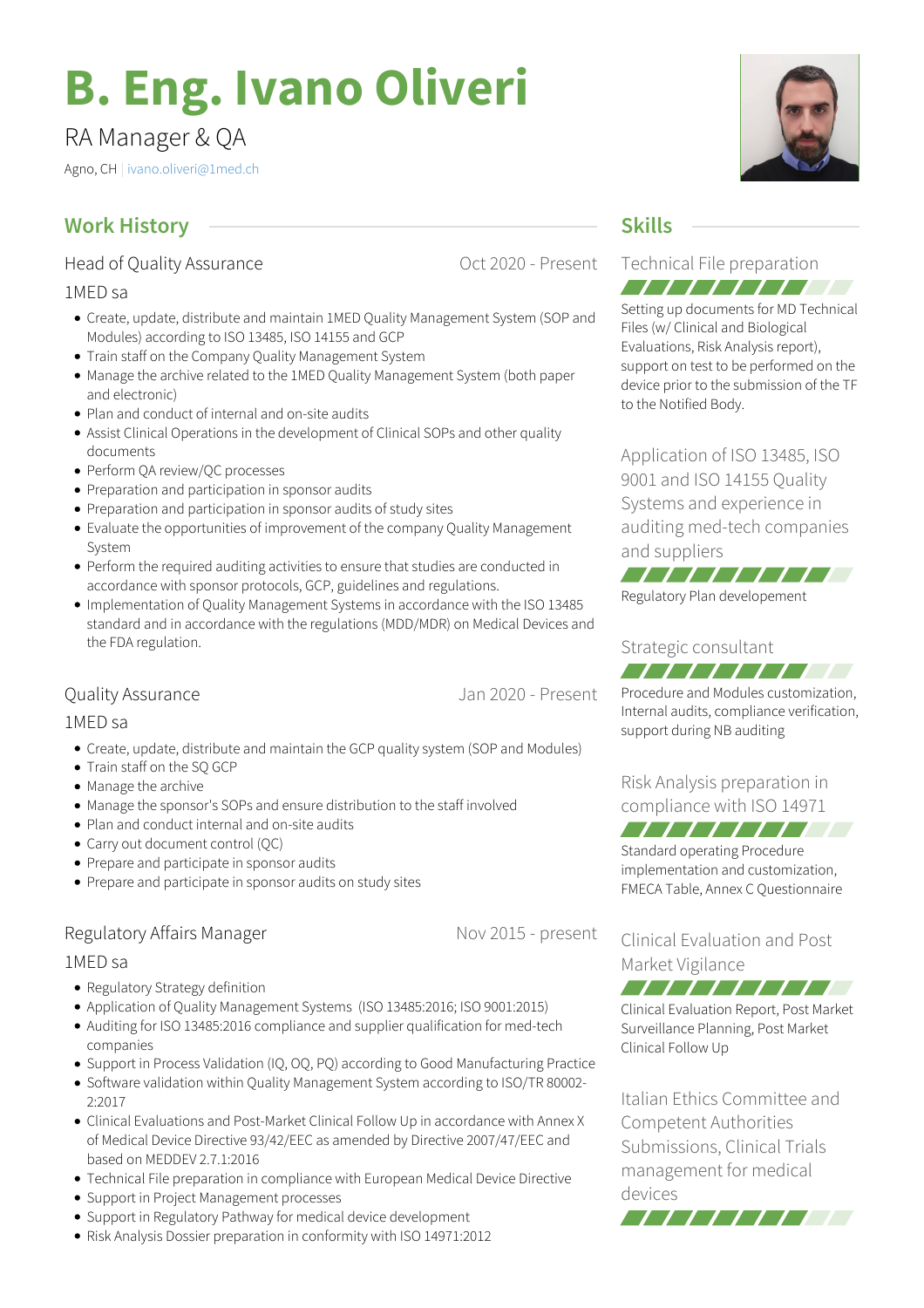# B. Eng. Ivano Oliveri

RA Manager & QA

Agno, CH | ivano.oliveri@1med.ch

## Work History

### Head of Quality Assurance — Oct 2020 - Present

1MED sa

- Create, update, distribute and maintain 1MED Quality Management System (SOP and Modules) according to ISO 13485, ISO 14155 and GCP
- Train staff on the Company Quality Management System
- Manage the archive related to the 1MED Quality Management System (both paper and electronic)
- Plan and conduct of internal and on-site audits
- Assist Clinical Operations in the development of Clinical SOPs and other quality documents
- Perform QA review/QC processes
- Preparation and participation in sponsor audits
- Preparation and participation in sponsor audits of study sites
- Evaluate the opportunities of improvement of the company Quality Management System
- Perform the required auditing activities to ensure that studies are conducted in accordance with sponsor protocols, GCP, guidelines and regulations.
- Implementation of Quality Management Systems in accordance with the ISO 13485 standard and in accordance with the regulations (MDD/MDR) on Medical Devices and the FDA regulation.

### Quality Assurance — Jan 2020 - Present

1MED sa

- Create, update, distribute and maintain the GCP quality system (SOP and Modules)
- Train staff on the SQ GCP
- Manage the archive
- Manage the sponsor's SOPs and ensure distribution to the staff involved
- Plan and conduct internal and on-site audits
- Carry out document control (QC)
- Prepare and participate in sponsor audits
- Prepare and participate in sponsor audits on study sites

### Regulatory Affairs Manager — Nov 2015 - present

1MED sa

- Regulatory Strategy definition
- Application of Quality Management Systems (ISO 13485:2016; ISO 9001:2015)
- Auditing for ISO 13485:2016 compliance and supplier qualification for med-tech companies
- Support in Process Validation (IQ, OQ, PQ) according to Good Manufacturing Practice
- Software validation within Quality Management System according to ISO/TR 80002-2:2017
- Clinical Evaluations and Post-Market Clinical Follow Up in accordance with Annex X of Medical Device Directive 93/42/EEC as amended by Directive 2007/47/EEC and based on MEDDEV 2.7.1:2016
- Technical File preparation in compliance with European Medical Device Directive
- Support in Project Management processes
- Support in Regulatory Pathway for medical device development
- Risk Analysis Dossier preparation in conformity with ISO 14971:2012

## Skills

### Technical File preparation

Setting up documents for MD Technical Files (w/ Clinical and Biological Evaluations, Risk Analysis report), support on test to be performed on the device prior to the submission of the TF to the Notified Body.

### Application of ISO 13485, ISO 9001 and ISO 14155 Quality Systems and experience in auditing med-tech companies and suppliers

Regulatory Plan developement

### Strategic consultant

Procedure and Modules customization, Internal audits, compliance verification, support during NB auditing

### Risk Analysis preparation in compliance with ISO 14971

Standard operating Procedure implementation and customization, FMECA Table, Annex C Questionnaire

### Clinical Evaluation and Post Market Vigilance

Clinical Evaluation Report, Post Market Surveillance Planning, Post Market Clinical Follow Up

### Italian Ethics Committee and Competent Authorities Submissions, Clinical Trials management for medical devices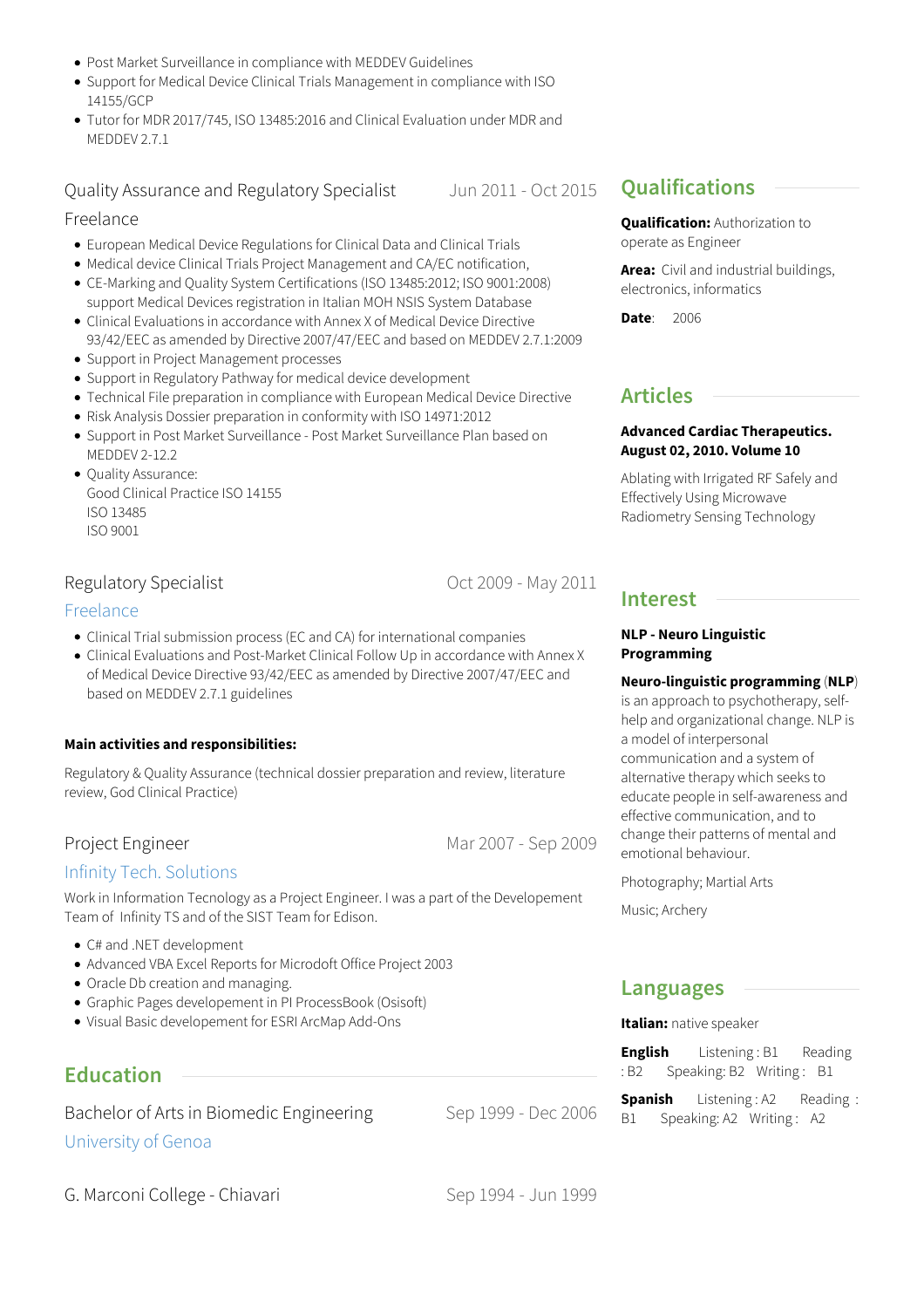- Post Market Surveillance in compliance with MEDDEV Guidelines
- Support for Medical Device Clinical Trials Management in compliance with ISO 14155/GCP
- Tutor for MDR 2017/745, ISO 13485:2016 and Clinical Evaluation under MDR and MEDDEV 2.7.1

### Quality Assurance and Regulatory Specialist — Jun 2011 - Oct 2015

Freelance

- European Medical Device Regulations for Clinical Data and Clinical Trials
- Medical device Clinical Trials Project Management and CA/EC notification,
- CE-Marking and Quality System Certifications (ISO 13485:2012; ISO 9001:2008) support Medical Devices registration in Italian MOH NSIS System Database
- Clinical Evaluations in accordance with Annex X of Medical Device Directive 93/42/EEC as amended by Directive 2007/47/EEC and based on MEDDEV 2.7.1:2009
- Support in Project Management processes
- Support in Regulatory Pathway for medical device development
- Technical File preparation in compliance with European Medical Device Directive
- Risk Analysis Dossier preparation in conformity with ISO 14971:2012
- Support in Post Market Surveillance - Post Market Surveillance Plan based on MEDDEV 2-12.2
- Quality Assurance:
  Good Clinical Practice ISO 14155
  ISO 13485
  ISO 9001

### Regulatory Specialist — Oct 2009 - May 2011

Freelance

- Clinical Trial submission process (EC and CA) for international companies
- Clinical Evaluations and Post-Market Clinical Follow Up in accordance with Annex X of Medical Device Directive 93/42/EEC as amended by Directive 2007/47/EEC and based on MEDDEV 2.7.1 guidelines

**Main activities and responsibilities:**

Regulatory & Quality Assurance (technical dossier preparation and review, literature review, God Clinical Practice)

### Project Engineer — Mar 2007 - Sep 2009

Infinity Tech. Solutions

Work in Information Tecnology as a Project Engineer. I was a part of the Developement Team of Infinity TS and of the SIST Team for Edison.

- C# and .NET development
- Advanced VBA Excel Reports for Microdoft Office Project 2003
- Oracle Db creation and managing.
- Graphic Pages developement in PI ProcessBook (Osisoft)
- Visual Basic developement for ESRI ArcMap Add-Ons

## Education

### Bachelor of Arts in Biomedic Engineering — Sep 1999 - Dec 2006

University of Genoa

### G. Marconi College - Chiavari — Sep 1994 - Jun 1999

## Qualifications

**Qualification:** Authorization to operate as Engineer

**Area:** Civil and industrial buildings, electronics, informatics

**Date**: 2006

## Articles

**Advanced Cardiac Therapeutics. August 02, 2010. Volume 10**

Ablating with Irrigated RF Safely and Effectively Using Microwave Radiometry Sensing Technology

## Interest

**NLP - Neuro Linguistic Programming**

**Neuro-linguistic programming** (**NLP**) is an approach to psychotherapy, self-help and organizational change. NLP is a model of interpersonal communication and a system of alternative therapy which seeks to educate people in self-awareness and effective communication, and to change their patterns of mental and emotional behaviour.

Photography; Martial Arts

Music; Archery

## Languages

**Italian:** native speaker

**English** Listening : B1 Reading : B2 Speaking: B2 Writing : B1

**Spanish** Listening : A2 Reading : B1 Speaking: A2 Writing : A2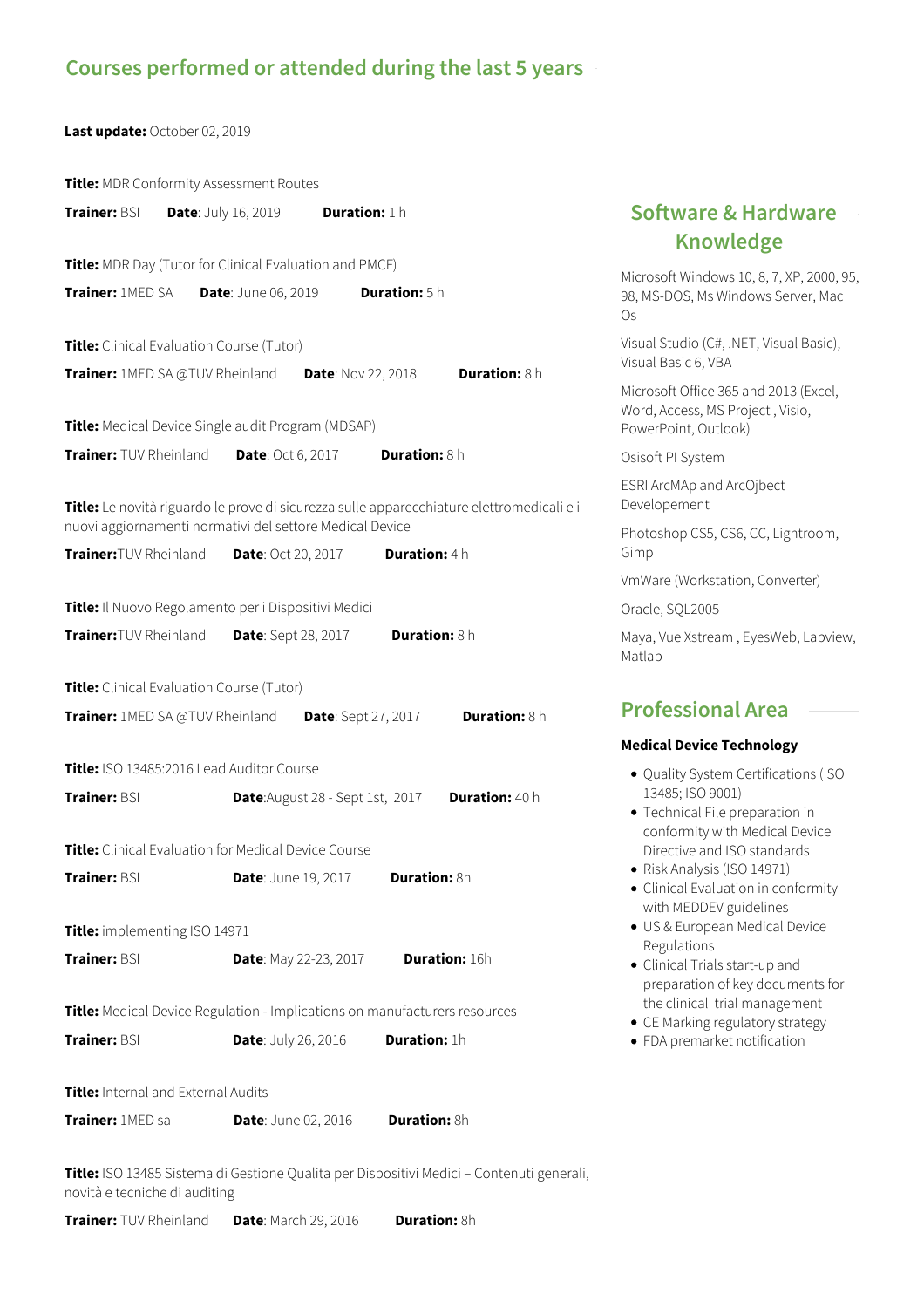## Courses performed or attended during the last 5 years

**Last update:** October 02, 2019

**Title:** MDR Conformity Assessment Routes
**Trainer:** BSI **Date**: July 16, 2019 **Duration:** 1 h

**Title:** MDR Day (Tutor for Clinical Evaluation and PMCF)
**Trainer:** 1MED SA **Date**: June 06, 2019 **Duration:** 5 h

**Title:** Clinical Evaluation Course (Tutor)
**Trainer:** 1MED SA @TUV Rheinland **Date**: Nov 22, 2018 **Duration:** 8 h

**Title:** Medical Device Single audit Program (MDSAP)
**Trainer:** TUV Rheinland **Date**: Oct 6, 2017 **Duration:** 8 h

**Title:** Le novità riguardo le prove di sicurezza sulle apparecchiature elettromedicali e i nuovi aggiornamenti normativi del settore Medical Device
**Trainer:** TUV Rheinland **Date**: Oct 20, 2017 **Duration:** 4 h

**Title:** Il Nuovo Regolamento per i Dispositivi Medici
**Trainer:** TUV Rheinland **Date**: Sept 28, 2017 **Duration:** 8 h

**Title:** Clinical Evaluation Course (Tutor)
**Trainer:** 1MED SA @TUV Rheinland **Date**: Sept 27, 2017 **Duration:** 8 h

**Title:** ISO 13485:2016 Lead Auditor Course
**Trainer:** BSI **Date**: August 28 - Sept 1st, 2017 **Duration:** 40 h

**Title:** Clinical Evaluation for Medical Device Course
**Trainer:** BSI **Date**: June 19, 2017 **Duration:** 8h

**Title:** implementing ISO 14971
**Trainer:** BSI **Date**: May 22-23, 2017 **Duration:** 16h

**Title:** Medical Device Regulation - Implications on manufacturers resources
**Trainer:** BSI **Date**: July 26, 2016 **Duration:** 1h

**Title:** Internal and External Audits
**Trainer:** 1MED sa **Date**: June 02, 2016 **Duration:** 8h

**Title:** ISO 13485 Sistema di Gestione Qualita per Dispositivi Medici – Contenuti generali, novità e tecniche di auditing
**Trainer:** TUV Rheinland **Date**: March 29, 2016 **Duration:** 8h

## Software & Hardware Knowledge

Microsoft Windows 10, 8, 7, XP, 2000, 95, 98, MS-DOS, Ms Windows Server, Mac Os

Visual Studio (C#, .NET, Visual Basic), Visual Basic 6, VBA

Microsoft Office 365 and 2013 (Excel, Word, Access, MS Project , Visio, PowerPoint, Outlook)

Osisoft PI System

ESRI ArcMAp and ArcOjbect Developement

Photoshop CS5, CS6, CC, Lightroom, Gimp

VmWare (Workstation, Converter)

Oracle, SQL2005

Maya, Vue Xstream , EyesWeb, Labview, Matlab

## Professional Area

**Medical Device Technology**

- Quality System Certifications (ISO 13485; ISO 9001)
- Technical File preparation in conformity with Medical Device Directive and ISO standards
- Risk Analysis (ISO 14971)
- Clinical Evaluation in conformity with MEDDEV guidelines
- US & European Medical Device Regulations
- Clinical Trials start-up and preparation of key documents for the clinical trial management
- CE Marking regulatory strategy
- FDA premarket notification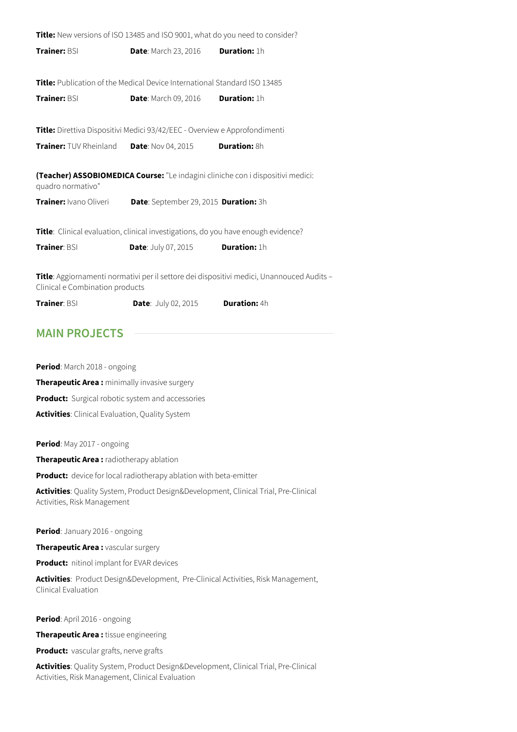**Title:** New versions of ISO 13485 and ISO 9001, what do you need to consider?

**Trainer:** BSI **Date**: March 23, 2016 **Duration:** 1h

**Title:** Publication of the Medical Device International Standard ISO 13485

**Trainer:** BSI **Date**: March 09, 2016 **Duration:** 1h

**Title:** Direttiva Dispositivi Medici 93/42/EEC - Overview e Approfondimenti

**Trainer:** TUV Rheinland **Date**: Nov 04, 2015 **Duration:** 8h

**(Teacher) ASSOBIOMEDICA Course:** "Le indagini cliniche con i dispositivi medici: quadro normativo"

**Trainer:** Ivano Oliveri **Date**: September 29, 2015 **Duration:** 3h

**Title**: Clinical evaluation, clinical investigations, do you have enough evidence?

**Trainer**: BSI **Date**: July 07, 2015 **Duration:** 1h

**Title**: Aggiornamenti normativi per il settore dei dispositivi medici, Unannouced Audits – Clinical e Combination products

**Trainer**: BSI **Date**: July 02, 2015 **Duration:** 4h

## MAIN PROJECTS

**Period**: March 2018 - ongoing

**Therapeutic Area :** minimally invasive surgery

**Product:** Surgical robotic system and accessories

**Activities**: Clinical Evaluation, Quality System

**Period**: May 2017 - ongoing

**Therapeutic Area :** radiotherapy ablation

**Product:** device for local radiotherapy ablation with beta-emitter

**Activities**: Quality System, Product Design&Development, Clinical Trial, Pre-Clinical Activities, Risk Management

**Period**: January 2016 - ongoing

**Therapeutic Area :** vascular surgery

**Product:** nitinol implant for EVAR devices

**Activities**: Product Design&Development, Pre-Clinical Activities, Risk Management, Clinical Evaluation

**Period**: April 2016 - ongoing

**Therapeutic Area :** tissue engineering

**Product:** vascular grafts, nerve grafts

**Activities**: Quality System, Product Design&Development, Clinical Trial, Pre-Clinical Activities, Risk Management, Clinical Evaluation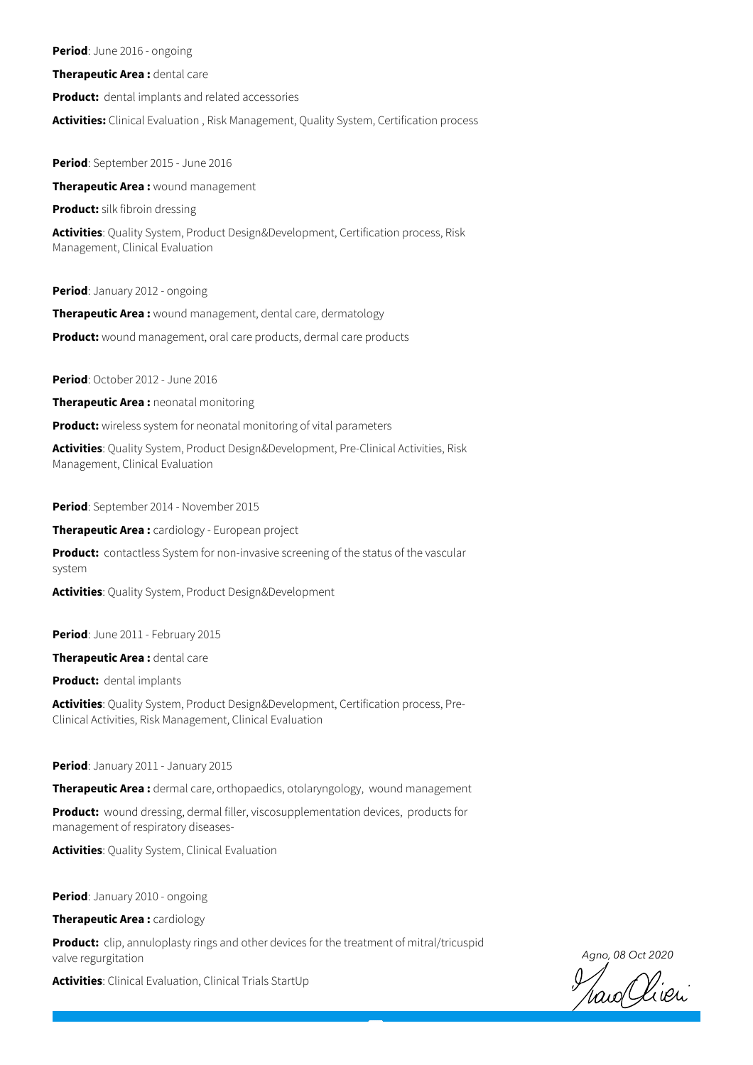**Period**: June 2016 - ongoing

**Therapeutic Area :** dental care

**Product:** dental implants and related accessories

**Activities:** Clinical Evaluation , Risk Management, Quality System, Certification process

**Period**: September 2015 - June 2016

**Therapeutic Area :** wound management

**Product:** silk fibroin dressing

**Activities**: Quality System, Product Design&Development, Certification process, Risk Management, Clinical Evaluation

**Period**: January 2012 - ongoing

**Therapeutic Area :** wound management, dental care, dermatology

**Product:** wound management, oral care products, dermal care products

**Period**: October 2012 - June 2016

**Therapeutic Area :** neonatal monitoring

**Product:** wireless system for neonatal monitoring of vital parameters

**Activities**: Quality System, Product Design&Development, Pre-Clinical Activities, Risk Management, Clinical Evaluation

**Period**: September 2014 - November 2015

**Therapeutic Area :** cardiology - European project

**Product:** contactless System for non-invasive screening of the status of the vascular system

**Activities**: Quality System, Product Design&Development

**Period**: June 2011 - February 2015

**Therapeutic Area :** dental care

**Product:** dental implants

**Activities**: Quality System, Product Design&Development, Certification process, Pre-Clinical Activities, Risk Management, Clinical Evaluation

**Period**: January 2011 - January 2015

**Therapeutic Area :** dermal care, orthopaedics, otolaryngology, wound management

**Product:** wound dressing, dermal filler, viscosupplementation devices, products for management of respiratory diseases-

**Activities**: Quality System, Clinical Evaluation

**Period**: January 2010 - ongoing

**Therapeutic Area :** cardiology

**Product:** clip, annuloplasty rings and other devices for the treatment of mitral/tricuspid valve regurgitation

**Activities**: Clinical Evaluation, Clinical Trials StartUp

*Agno, 08 Oct 2020*